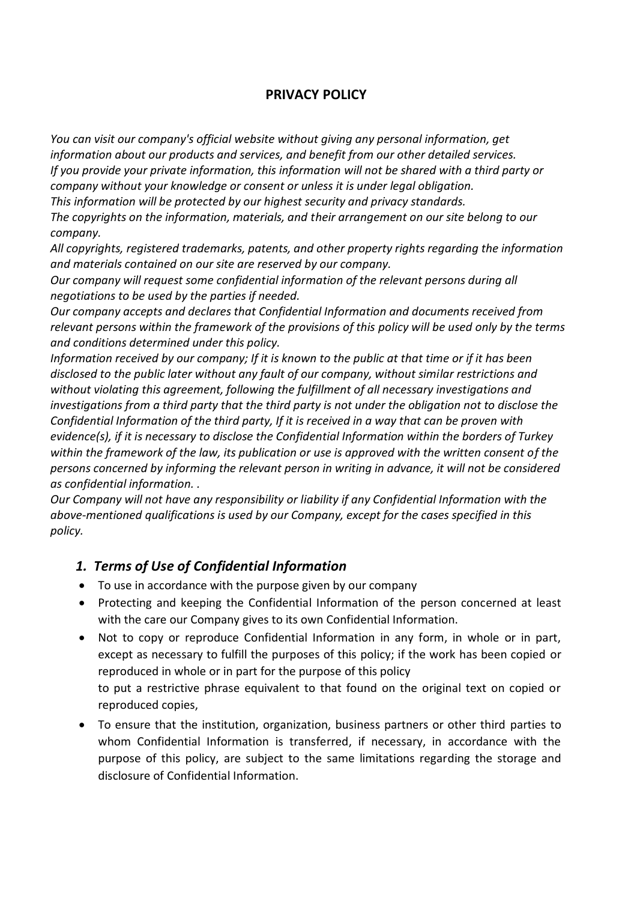# PRIVACY POLICY

*You can visit our company's official website without giving any personal information, get information about our products and services, and benefit from our other detailed services.*
*If you provide your private information, this information will not be shared with a third party or company without your knowledge or consent or unless it is under legal obligation.*
*This information will be protected by our highest security and privacy standards.*
*The copyrights on the information, materials, and their arrangement on our site belong to our company.*
*All copyrights, registered trademarks, patents, and other property rights regarding the information and materials contained on our site are reserved by our company.*
*Our company will request some confidential information of the relevant persons during all negotiations to be used by the parties if needed.*
*Our company accepts and declares that Confidential Information and documents received from relevant persons within the framework of the provisions of this policy will be used only by the terms and conditions determined under this policy.*
*Information received by our company; If it is known to the public at that time or if it has been disclosed to the public later without any fault of our company, without similar restrictions and without violating this agreement, following the fulfillment of all necessary investigations and investigations from a third party that the third party is not under the obligation not to disclose the Confidential Information of the third party, If it is received in a way that can be proven with evidence(s), if it is necessary to disclose the Confidential Information within the borders of Turkey within the framework of the law, its publication or use is approved with the written consent of the persons concerned by informing the relevant person in writing in advance, it will not be considered as confidential information. .*
*Our Company will not have any responsibility or liability if any Confidential Information with the above-mentioned qualifications is used by our Company, except for the cases specified in this policy.*

## *1. Terms of Use of Confidential Information*

- To use in accordance with the purpose given by our company
- Protecting and keeping the Confidential Information of the person concerned at least with the care our Company gives to its own Confidential Information.
- Not to copy or reproduce Confidential Information in any form, in whole or in part, except as necessary to fulfill the purposes of this policy; if the work has been copied or reproduced in whole or in part for the purpose of this policy
  to put a restrictive phrase equivalent to that found on the original text on copied or reproduced copies,
- To ensure that the institution, organization, business partners or other third parties to whom Confidential Information is transferred, if necessary, in accordance with the purpose of this policy, are subject to the same limitations regarding the storage and disclosure of Confidential Information.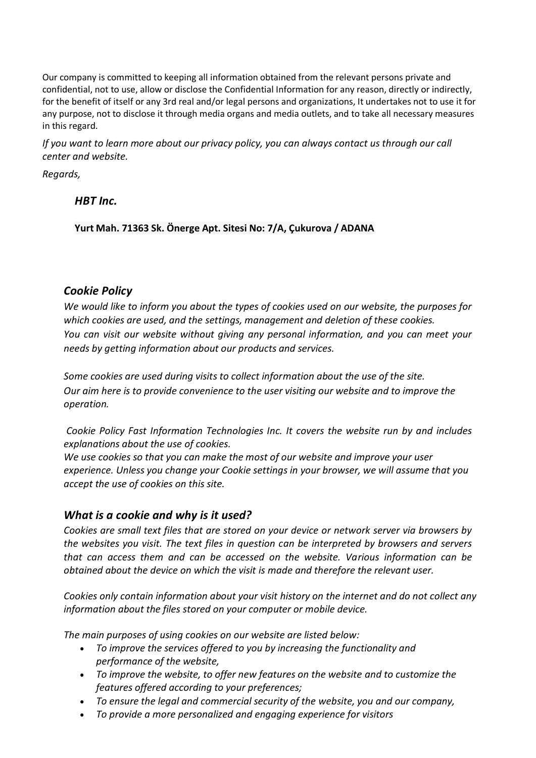Our company is committed to keeping all information obtained from the relevant persons private and confidential, not to use, allow or disclose the Confidential Information for any reason, directly or indirectly, for the benefit of itself or any 3rd real and/or legal persons and organizations, It undertakes not to use it for any purpose, not to disclose it through media organs and media outlets, and to take all necessary measures in this regard.

*If you want to learn more about our privacy policy, you can always contact us through our call center and website.*

*Regards,*

***HBT Inc.***

**Yurt Mah. 71363 Sk. Önerge Apt. Sitesi No: 7/A, Çukurova / ADANA**

## *Cookie Policy*

*We would like to inform you about the types of cookies used on our website, the purposes for which cookies are used, and the settings, management and deletion of these cookies.*
*You can visit our website without giving any personal information, and you can meet your needs by getting information about our products and services.*

*Some cookies are used during visits to collect information about the use of the site.*
*Our aim here is to provide convenience to the user visiting our website and to improve the operation.*

*Cookie Policy Fast Information Technologies Inc. It covers the website run by and includes explanations about the use of cookies.*
*We use cookies so that you can make the most of our website and improve your user experience. Unless you change your Cookie settings in your browser, we will assume that you accept the use of cookies on this site.*

## *What is a cookie and why is it used?*

*Cookies are small text files that are stored on your device or network server via browsers by the websites you visit. The text files in question can be interpreted by browsers and servers that can access them and can be accessed on the website. Various information can be obtained about the device on which the visit is made and therefore the relevant user.*

*Cookies only contain information about your visit history on the internet and do not collect any information about the files stored on your computer or mobile device.*

*The main purposes of using cookies on our website are listed below:*

- *To improve the services offered to you by increasing the functionality and performance of the website,*
- *To improve the website, to offer new features on the website and to customize the features offered according to your preferences;*
- *To ensure the legal and commercial security of the website, you and our company,*
- *To provide a more personalized and engaging experience for visitors*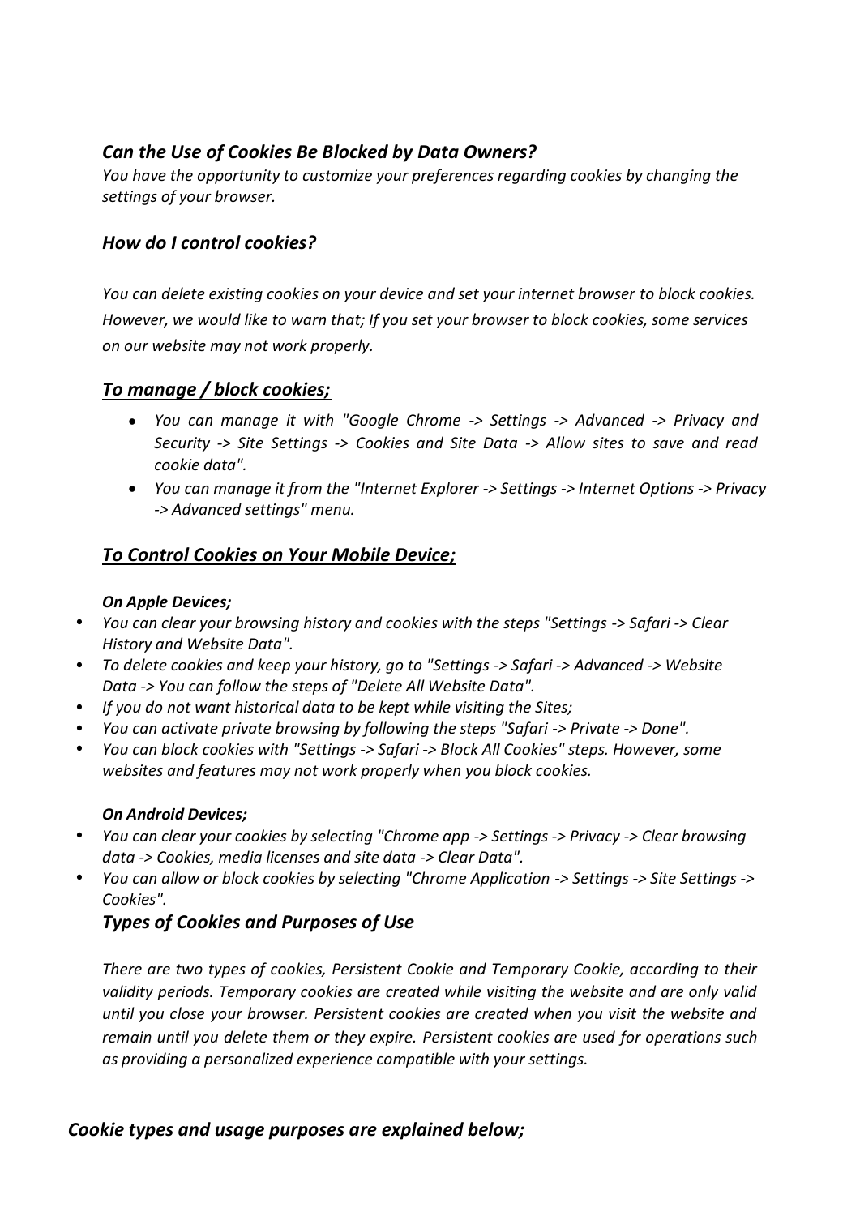### *Can the Use of Cookies Be Blocked by Data Owners?*

*You have the opportunity to customize your preferences regarding cookies by changing the settings of your browser.*

### *How do I control cookies?*

*You can delete existing cookies on your device and set your internet browser to block cookies. However, we would like to warn that; If you set your browser to block cookies, some services on our website may not work properly.*

### ***To manage / block cookies;***

- *You can manage it with "Google Chrome -> Settings -> Advanced -> Privacy and Security -> Site Settings -> Cookies and Site Data -> Allow sites to save and read cookie data".*
- *You can manage it from the "Internet Explorer -> Settings -> Internet Options -> Privacy -> Advanced settings" menu.*

### ***To Control Cookies on Your Mobile Device;***

***On Apple Devices;***

- *You can clear your browsing history and cookies with the steps "Settings -> Safari -> Clear History and Website Data".*
- *To delete cookies and keep your history, go to "Settings -> Safari -> Advanced -> Website Data -> You can follow the steps of "Delete All Website Data".*
- *If you do not want historical data to be kept while visiting the Sites;*
- *You can activate private browsing by following the steps "Safari -> Private -> Done".*
- *You can block cookies with "Settings -> Safari -> Block All Cookies" steps. However, some websites and features may not work properly when you block cookies.*

***On Android Devices;***

- *You can clear your cookies by selecting "Chrome app -> Settings -> Privacy -> Clear browsing data -> Cookies, media licenses and site data -> Clear Data".*
- *You can allow or block cookies by selecting "Chrome Application -> Settings -> Site Settings -> Cookies".*

### *Types of Cookies and Purposes of Use*

*There are two types of cookies, Persistent Cookie and Temporary Cookie, according to their validity periods. Temporary cookies are created while visiting the website and are only valid until you close your browser. Persistent cookies are created when you visit the website and remain until you delete them or they expire. Persistent cookies are used for operations such as providing a personalized experience compatible with your settings.*

### *Cookie types and usage purposes are explained below;*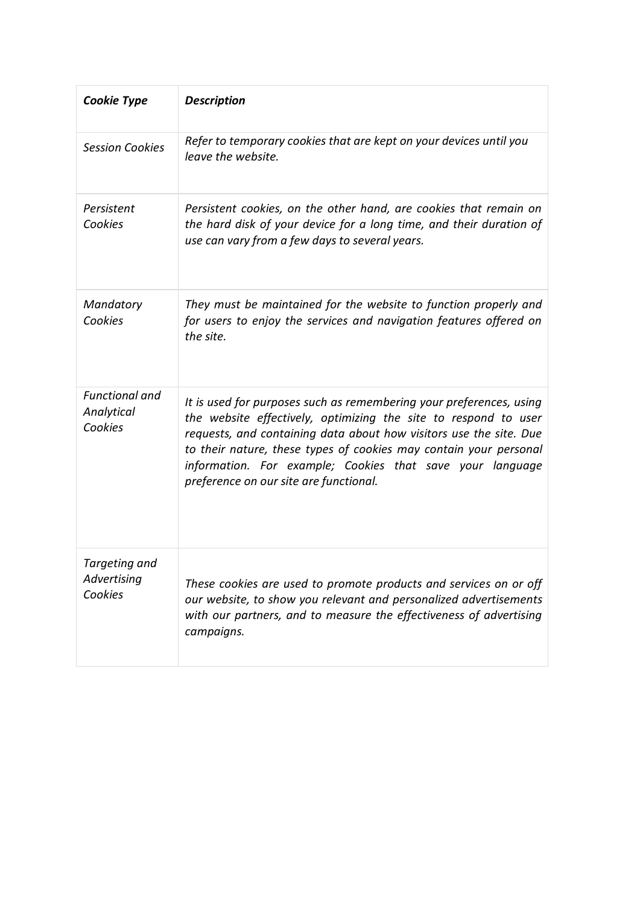| ***Cookie Type*** | ***Description*** |
|---|---|
| *Session Cookies* | *Refer to temporary cookies that are kept on your devices until you leave the website.* |
| *Persistent Cookies* | *Persistent cookies, on the other hand, are cookies that remain on the hard disk of your device for a long time, and their duration of use can vary from a few days to several years.* |
| *Mandatory Cookies* | *They must be maintained for the website to function properly and for users to enjoy the services and navigation features offered on the site.* |
| *Functional and Analytical Cookies* | *It is used for purposes such as remembering your preferences, using the website effectively, optimizing the site to respond to user requests, and containing data about how visitors use the site. Due to their nature, these types of cookies may contain your personal information. For example; Cookies that save your language preference on our site are functional.* |
| *Targeting and Advertising Cookies* | *These cookies are used to promote products and services on or off our website, to show you relevant and personalized advertisements with our partners, and to measure the effectiveness of advertising campaigns.* |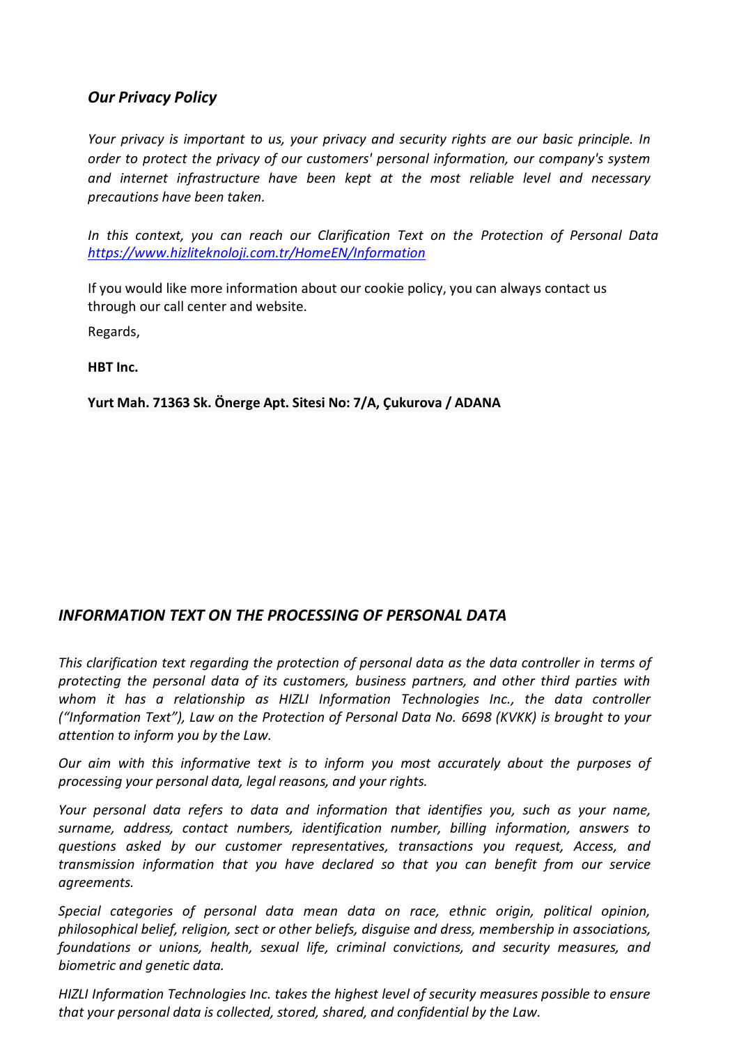## *Our Privacy Policy*

*Your privacy is important to us, your privacy and security rights are our basic principle. In order to protect the privacy of our customers' personal information, our company's system and internet infrastructure have been kept at the most reliable level and necessary precautions have been taken.*

*In this context, you can reach our Clarification Text on the Protection of Personal Data [https://www.hizliteknoloji.com.tr/HomeEN/Information](https://www.hizliteknoloji.com.tr/HomeEN/Information)*

If you would like more information about our cookie policy, you can always contact us through our call center and website.

Regards,

**HBT Inc.**

**Yurt Mah. 71363 Sk. Önerge Apt. Sitesi No: 7/A, Çukurova / ADANA**

## *INFORMATION TEXT ON THE PROCESSING OF PERSONAL DATA*

*This clarification text regarding the protection of personal data as the data controller in terms of protecting the personal data of its customers, business partners, and other third parties with whom it has a relationship as HIZLI Information Technologies Inc., the data controller ("Information Text"), Law on the Protection of Personal Data No. 6698 (KVKK) is brought to your attention to inform you by the Law.*

*Our aim with this informative text is to inform you most accurately about the purposes of processing your personal data, legal reasons, and your rights.*

*Your personal data refers to data and information that identifies you, such as your name, surname, address, contact numbers, identification number, billing information, answers to questions asked by our customer representatives, transactions you request, Access, and transmission information that you have declared so that you can benefit from our service agreements.*

*Special categories of personal data mean data on race, ethnic origin, political opinion, philosophical belief, religion, sect or other beliefs, disguise and dress, membership in associations, foundations or unions, health, sexual life, criminal convictions, and security measures, and biometric and genetic data.*

*HIZLI Information Technologies Inc. takes the highest level of security measures possible to ensure that your personal data is collected, stored, shared, and confidential by the Law.*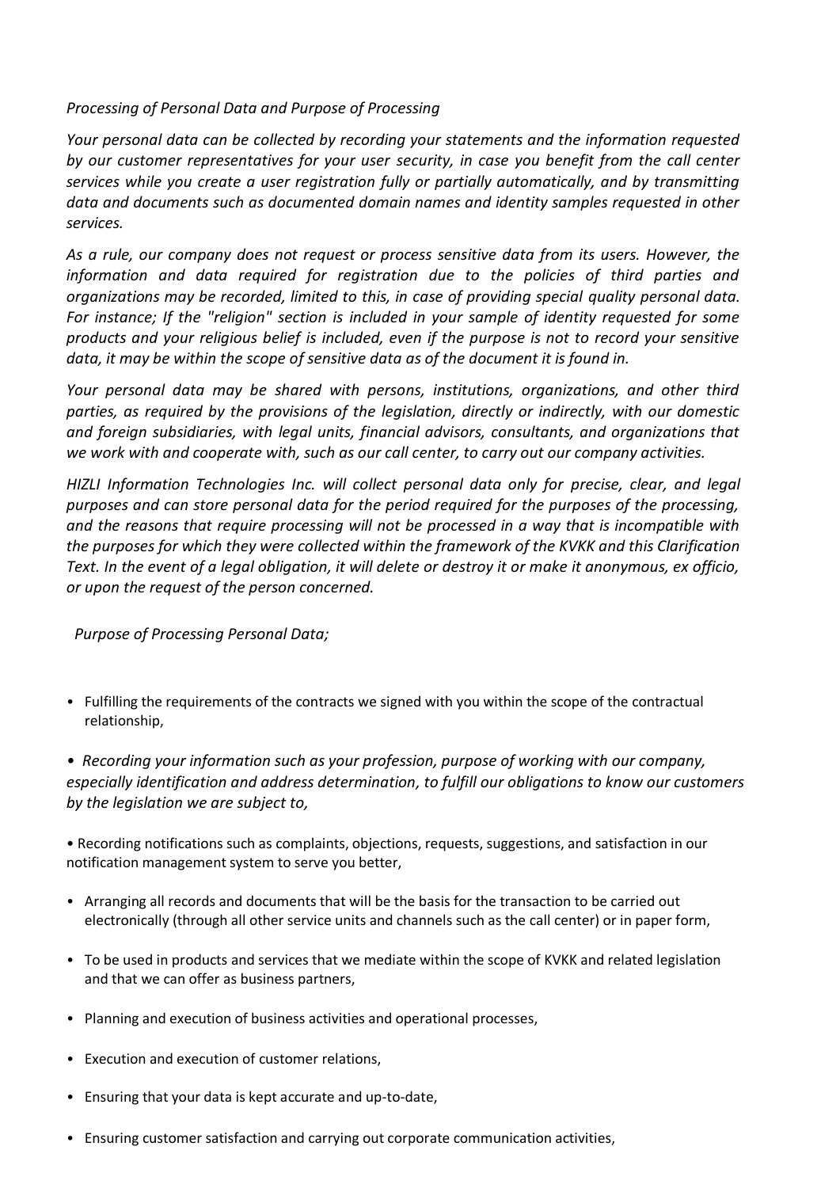*Processing of Personal Data and Purpose of Processing*

*Your personal data can be collected by recording your statements and the information requested by our customer representatives for your user security, in case you benefit from the call center services while you create a user registration fully or partially automatically, and by transmitting data and documents such as documented domain names and identity samples requested in other services.*

*As a rule, our company does not request or process sensitive data from its users. However, the information and data required for registration due to the policies of third parties and organizations may be recorded, limited to this, in case of providing special quality personal data. For instance; If the "religion" section is included in your sample of identity requested for some products and your religious belief is included, even if the purpose is not to record your sensitive data, it may be within the scope of sensitive data as of the document it is found in.*

*Your personal data may be shared with persons, institutions, organizations, and other third parties, as required by the provisions of the legislation, directly or indirectly, with our domestic and foreign subsidiaries, with legal units, financial advisors, consultants, and organizations that we work with and cooperate with, such as our call center, to carry out our company activities.*

*HIZLI Information Technologies Inc. will collect personal data only for precise, clear, and legal purposes and can store personal data for the period required for the purposes of the processing, and the reasons that require processing will not be processed in a way that is incompatible with the purposes for which they were collected within the framework of the KVKK and this Clarification Text. In the event of a legal obligation, it will delete or destroy it or make it anonymous, ex officio, or upon the request of the person concerned.*

*Purpose of Processing Personal Data;*

- Fulfilling the requirements of the contracts we signed with you within the scope of the contractual relationship,
- *Recording your information such as your profession, purpose of working with our company, especially identification and address determination, to fulfill our obligations to know our customers by the legislation we are subject to,*
- Recording notifications such as complaints, objections, requests, suggestions, and satisfaction in our notification management system to serve you better,
- Arranging all records and documents that will be the basis for the transaction to be carried out electronically (through all other service units and channels such as the call center) or in paper form,
- To be used in products and services that we mediate within the scope of KVKK and related legislation and that we can offer as business partners,
- Planning and execution of business activities and operational processes,
- Execution and execution of customer relations,
- Ensuring that your data is kept accurate and up-to-date,
- Ensuring customer satisfaction and carrying out corporate communication activities,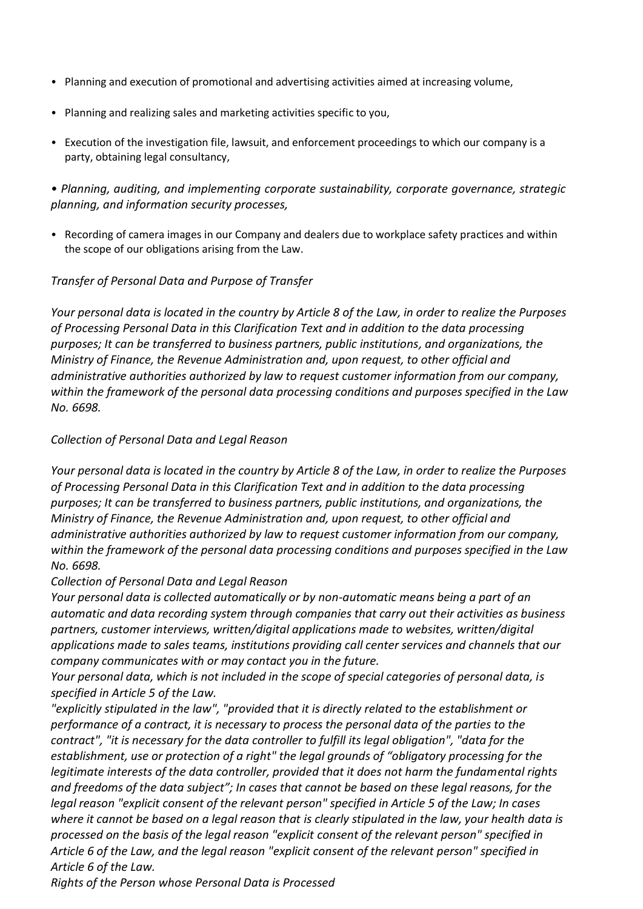- Planning and execution of promotional and advertising activities aimed at increasing volume,
- Planning and realizing sales and marketing activities specific to you,
- Execution of the investigation file, lawsuit, and enforcement proceedings to which our company is a party, obtaining legal consultancy,

*• Planning, auditing, and implementing corporate sustainability, corporate governance, strategic planning, and information security processes,*

- Recording of camera images in our Company and dealers due to workplace safety practices and within the scope of our obligations arising from the Law.

*Transfer of Personal Data and Purpose of Transfer*

*Your personal data is located in the country by Article 8 of the Law, in order to realize the Purposes of Processing Personal Data in this Clarification Text and in addition to the data processing purposes; It can be transferred to business partners, public institutions, and organizations, the Ministry of Finance, the Revenue Administration and, upon request, to other official and administrative authorities authorized by law to request customer information from our company, within the framework of the personal data processing conditions and purposes specified in the Law No. 6698.*

*Collection of Personal Data and Legal Reason*

*Your personal data is located in the country by Article 8 of the Law, in order to realize the Purposes of Processing Personal Data in this Clarification Text and in addition to the data processing purposes; It can be transferred to business partners, public institutions, and organizations, the Ministry of Finance, the Revenue Administration and, upon request, to other official and administrative authorities authorized by law to request customer information from our company, within the framework of the personal data processing conditions and purposes specified in the Law No. 6698.*

*Collection of Personal Data and Legal Reason*

*Your personal data is collected automatically or by non-automatic means being a part of an automatic and data recording system through companies that carry out their activities as business partners, customer interviews, written/digital applications made to websites, written/digital applications made to sales teams, institutions providing call center services and channels that our company communicates with or may contact you in the future.*

*Your personal data, which is not included in the scope of special categories of personal data, is specified in Article 5 of the Law.*

*"explicitly stipulated in the law", "provided that it is directly related to the establishment or performance of a contract, it is necessary to process the personal data of the parties to the contract", "it is necessary for the data controller to fulfill its legal obligation", "data for the establishment, use or protection of a right" the legal grounds of "obligatory processing for the legitimate interests of the data controller, provided that it does not harm the fundamental rights and freedoms of the data subject"; In cases that cannot be based on these legal reasons, for the legal reason "explicit consent of the relevant person" specified in Article 5 of the Law; In cases where it cannot be based on a legal reason that is clearly stipulated in the law, your health data is processed on the basis of the legal reason "explicit consent of the relevant person" specified in Article 6 of the Law, and the legal reason "explicit consent of the relevant person" specified in Article 6 of the Law.*

*Rights of the Person whose Personal Data is Processed*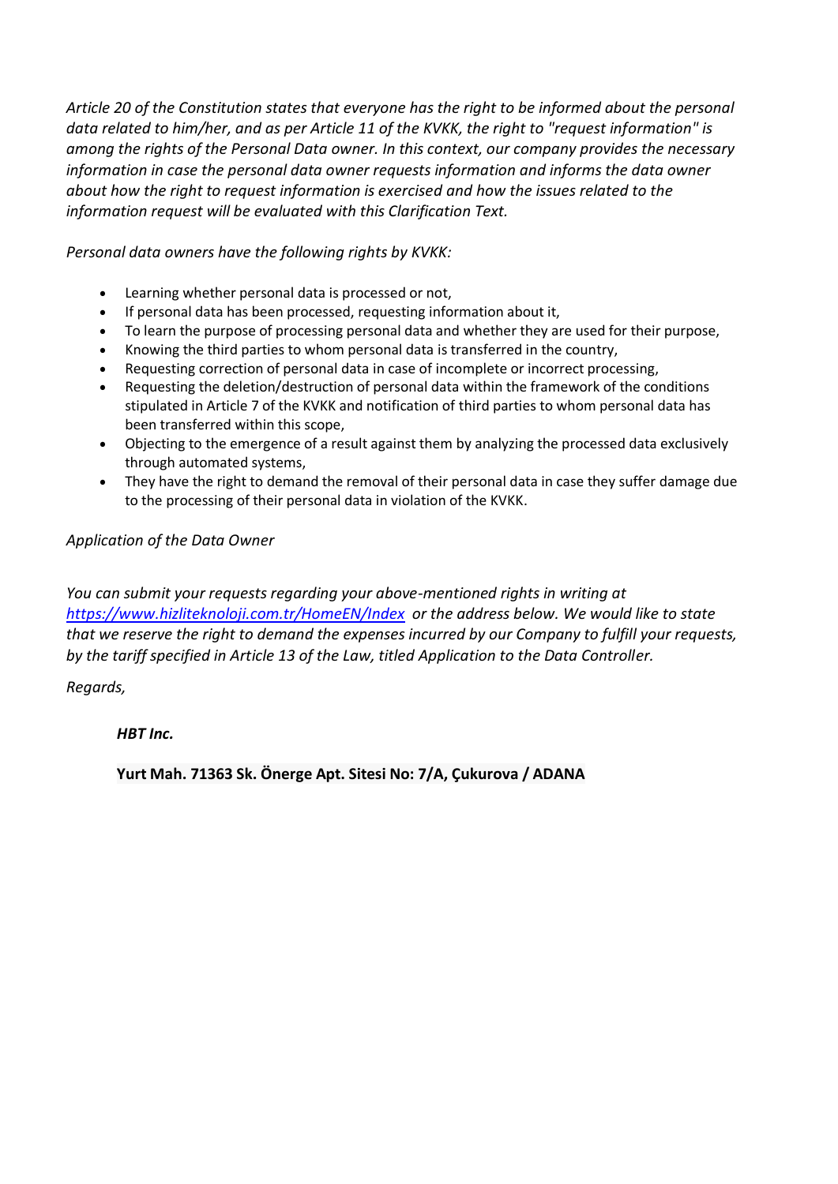*Article 20 of the Constitution states that everyone has the right to be informed about the personal data related to him/her, and as per Article 11 of the KVKK, the right to "request information" is among the rights of the Personal Data owner. In this context, our company provides the necessary information in case the personal data owner requests information and informs the data owner about how the right to request information is exercised and how the issues related to the information request will be evaluated with this Clarification Text.*

*Personal data owners have the following rights by KVKK:*

- Learning whether personal data is processed or not,
- If personal data has been processed, requesting information about it,
- To learn the purpose of processing personal data and whether they are used for their purpose,
- Knowing the third parties to whom personal data is transferred in the country,
- Requesting correction of personal data in case of incomplete or incorrect processing,
- Requesting the deletion/destruction of personal data within the framework of the conditions stipulated in Article 7 of the KVKK and notification of third parties to whom personal data has been transferred within this scope,
- Objecting to the emergence of a result against them by analyzing the processed data exclusively through automated systems,
- They have the right to demand the removal of their personal data in case they suffer damage due to the processing of their personal data in violation of the KVKK.

*Application of the Data Owner*

*You can submit your requests regarding your above-mentioned rights in writing at [https://www.hizliteknoloji.com.tr/HomeEN/Index](https://www.hizliteknoloji.com.tr/HomeEN/Index) or the address below. We would like to state that we reserve the right to demand the expenses incurred by our Company to fulfill your requests, by the tariff specified in Article 13 of the Law, titled Application to the Data Controller.*

*Regards,*

***HBT Inc.***

**Yurt Mah. 71363 Sk. Önerge Apt. Sitesi No: 7/A, Çukurova / ADANA**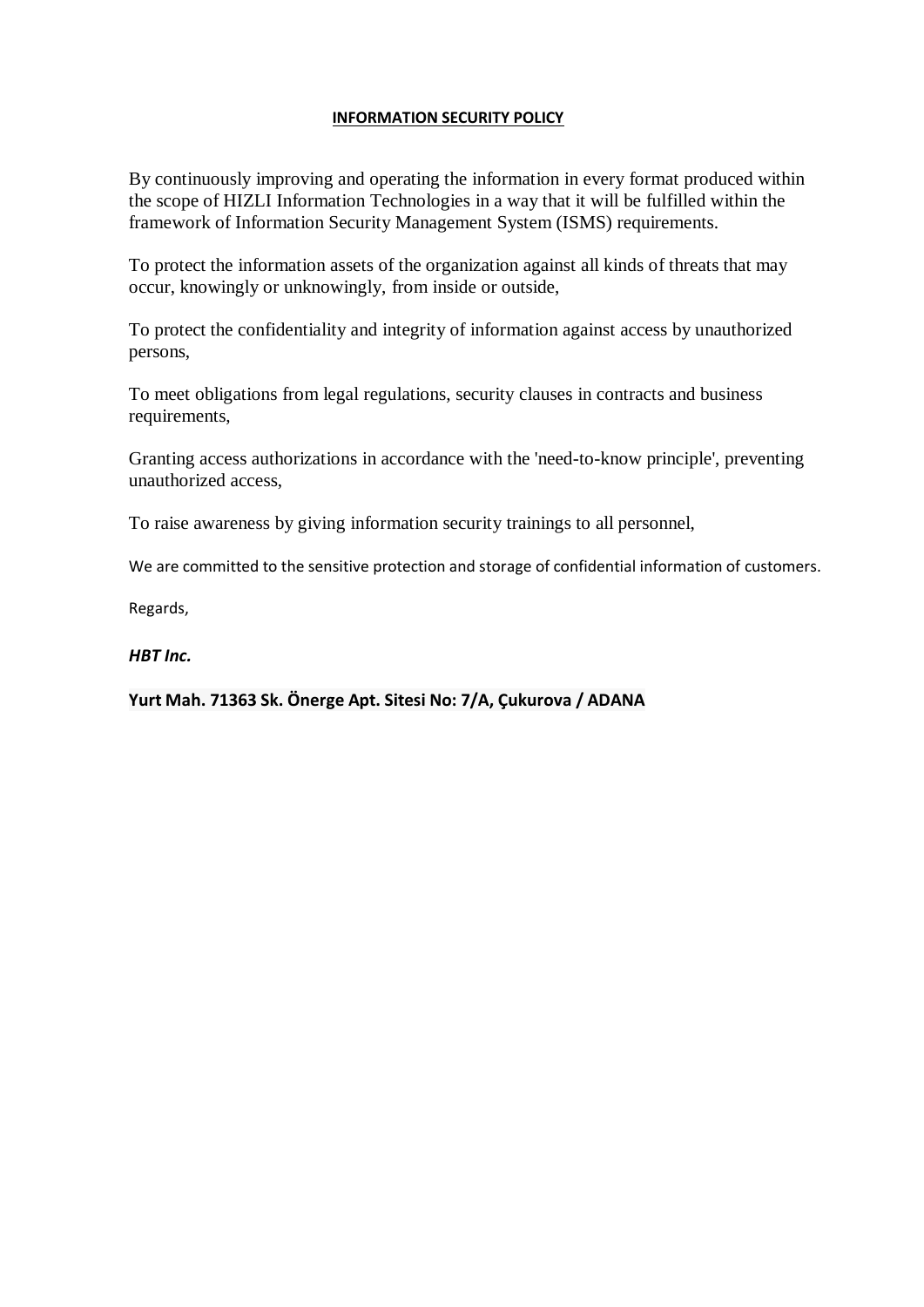**INFORMATION SECURITY POLICY**

By continuously improving and operating the information in every format produced within the scope of HIZLI Information Technologies in a way that it will be fulfilled within the framework of Information Security Management System (ISMS) requirements.

To protect the information assets of the organization against all kinds of threats that may occur, knowingly or unknowingly, from inside or outside,

To protect the confidentiality and integrity of information against access by unauthorized persons,

To meet obligations from legal regulations, security clauses in contracts and business requirements,

Granting access authorizations in accordance with the 'need-to-know principle', preventing unauthorized access,

To raise awareness by giving information security trainings to all personnel,

We are committed to the sensitive protection and storage of confidential information of customers.

Regards,

***HBT Inc.***

**Yurt Mah. 71363 Sk. Önerge Apt. Sitesi No: 7/A, Çukurova / ADANA**